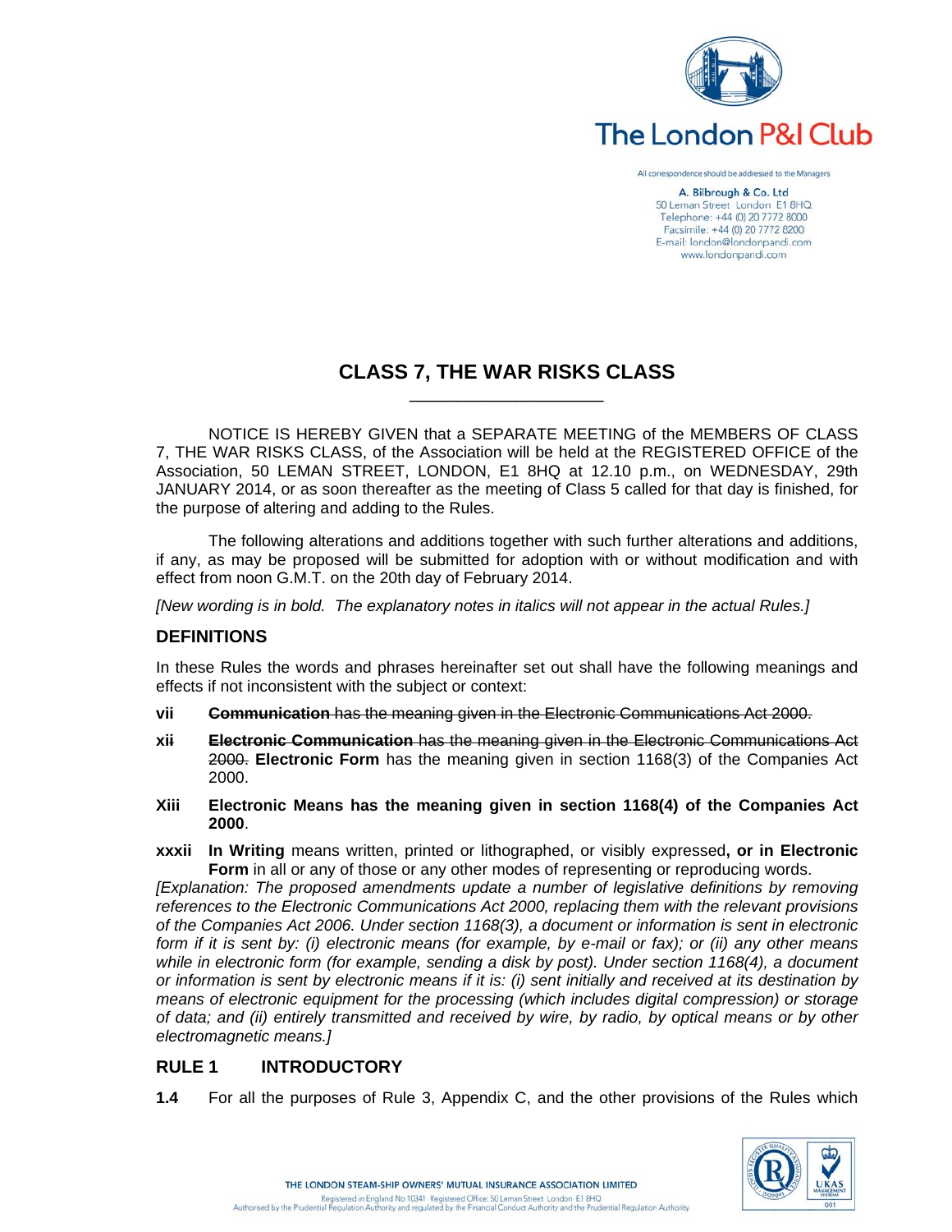# CLASS 7, THE WAR RISKS CLASS

NOTICE IS HEREBY GIVEN that a SEPARATE MEETING of the MEMBERS OF CLASS 7, THE WAR RISKS CLASS, of the Association will be held at the REGISTERED OFFICE of the Association, 50 LEMAN STREET, LONDON, E1 8HQ at 12.10 p.m., on WEDNESDAY, 29th JANUARY 2014, or as soon thereafter as the meeting of Class 5 called for that day is finished, for the purpose of altering and adding to the Rules.

The following alterations and additions together with such further alterations and additions, if any, as may be proposed will be submitted for adoption with or without modification and with effect from noon G.M.T. on the 20th day of February 2014.

*[New wording is in bold. The explanatory notes in italics will not appear in the actual Rules.]*

## DEFINITIONS

In these Rules the words and phrases hereinafter set out shall have the following meanings and effects if not inconsistent with the subject or context:

**vii** ~~**Communication** has the meaning given in the Electronic Communications Act 2000.~~

**xi~~i~~** ~~**Electronic Communication** has the meaning given in the Electronic Communications Act 2000.~~ **Electronic Form** has the meaning given in section 1168(3) of the Companies Act 2000.

**Xiii** **Electronic Means has the meaning given in section 1168(4) of the Companies Act 2000**.

**xxxii** **In Writing** means written, printed or lithographed, or visibly expressed**, or in Electronic Form** in all or any of those or any other modes of representing or reproducing words.

*[Explanation: The proposed amendments update a number of legislative definitions by removing references to the Electronic Communications Act 2000, replacing them with the relevant provisions of the Companies Act 2006. Under section 1168(3), a document or information is sent in electronic form if it is sent by: (i) electronic means (for example, by e-mail or fax); or (ii) any other means while in electronic form (for example, sending a disk by post). Under section 1168(4), a document or information is sent by electronic means if it is: (i) sent initially and received at its destination by means of electronic equipment for the processing (which includes digital compression) or storage of data; and (ii) entirely transmitted and received by wire, by radio, by optical means or by other electromagnetic means.]*

## RULE 1 INTRODUCTORY

**1.4** For all the purposes of Rule 3, Appendix C, and the other provisions of the Rules which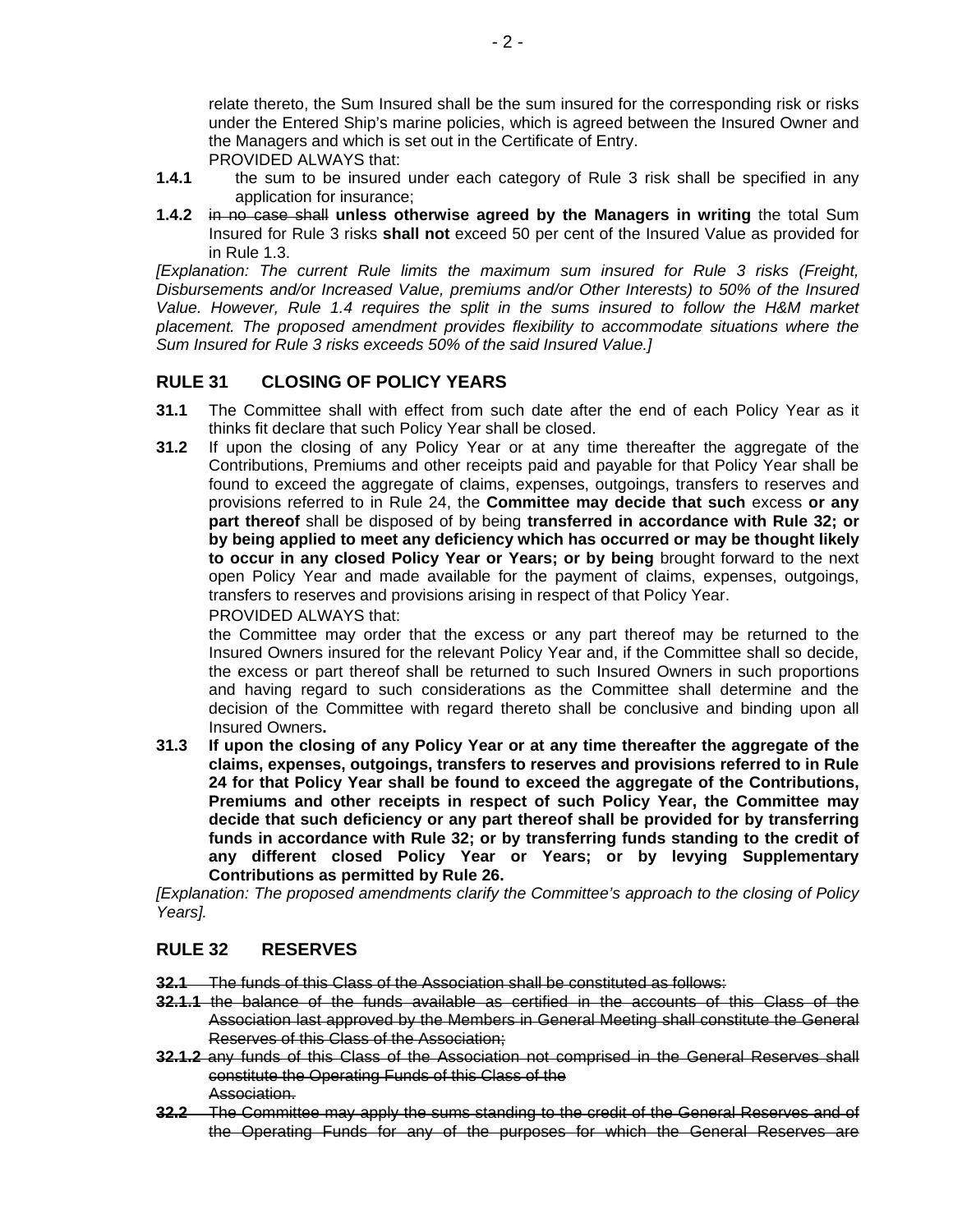relate thereto, the Sum Insured shall be the sum insured for the corresponding risk or risks under the Entered Ship's marine policies, which is agreed between the Insured Owner and the Managers and which is set out in the Certificate of Entry.

PROVIDED ALWAYS that:

**1.4.1** the sum to be insured under each category of Rule 3 risk shall be specified in any application for insurance;

**1.4.2** ~~in no case shall~~ **unless otherwise agreed by the Managers in writing** the total Sum Insured for Rule 3 risks **shall not** exceed 50 per cent of the Insured Value as provided for in Rule 1.3.

*[Explanation: The current Rule limits the maximum sum insured for Rule 3 risks (Freight, Disbursements and/or Increased Value, premiums and/or Other Interests) to 50% of the Insured Value. However, Rule 1.4 requires the split in the sums insured to follow the H&M market placement. The proposed amendment provides flexibility to accommodate situations where the Sum Insured for Rule 3 risks exceeds 50% of the said Insured Value.]*

## RULE 31 CLOSING OF POLICY YEARS

**31.1** The Committee shall with effect from such date after the end of each Policy Year as it thinks fit declare that such Policy Year shall be closed.

**31.2** If upon the closing of any Policy Year or at any time thereafter the aggregate of the Contributions, Premiums and other receipts paid and payable for that Policy Year shall be found to exceed the aggregate of claims, expenses, outgoings, transfers to reserves and provisions referred to in Rule 24, the **Committee may decide that such** excess **or any part thereof** shall be disposed of by being **transferred in accordance with Rule 32; or by being applied to meet any deficiency which has occurred or may be thought likely to occur in any closed Policy Year or Years; or by being** brought forward to the next open Policy Year and made available for the payment of claims, expenses, outgoings, transfers to reserves and provisions arising in respect of that Policy Year.

PROVIDED ALWAYS that:

the Committee may order that the excess or any part thereof may be returned to the Insured Owners insured for the relevant Policy Year and, if the Committee shall so decide, the excess or part thereof shall be returned to such Insured Owners in such proportions and having regard to such considerations as the Committee shall determine and the decision of the Committee with regard thereto shall be conclusive and binding upon all Insured Owners**.**

**31.3 If upon the closing of any Policy Year or at any time thereafter the aggregate of the claims, expenses, outgoings, transfers to reserves and provisions referred to in Rule 24 for that Policy Year shall be found to exceed the aggregate of the Contributions, Premiums and other receipts in respect of such Policy Year, the Committee may decide that such deficiency or any part thereof shall be provided for by transferring funds in accordance with Rule 32; or by transferring funds standing to the credit of any different closed Policy Year or Years; or by levying Supplementary Contributions as permitted by Rule 26.**

*[Explanation: The proposed amendments clarify the Committee's approach to the closing of Policy Years].*

## RULE 32 RESERVES

~~**32.1** The funds of this Class of the Association shall be constituted as follows:~~

~~**32.1.1** the balance of the funds available as certified in the accounts of this Class of the Association last approved by the Members in General Meeting shall constitute the General Reserves of this Class of the Association;~~

~~**32.1.2** any funds of this Class of the Association not comprised in the General Reserves shall constitute the Operating Funds of this Class of the Association.~~

~~**32.2** The Committee may apply the sums standing to the credit of the General Reserves and of the Operating Funds for any of the purposes for which the General Reserves are~~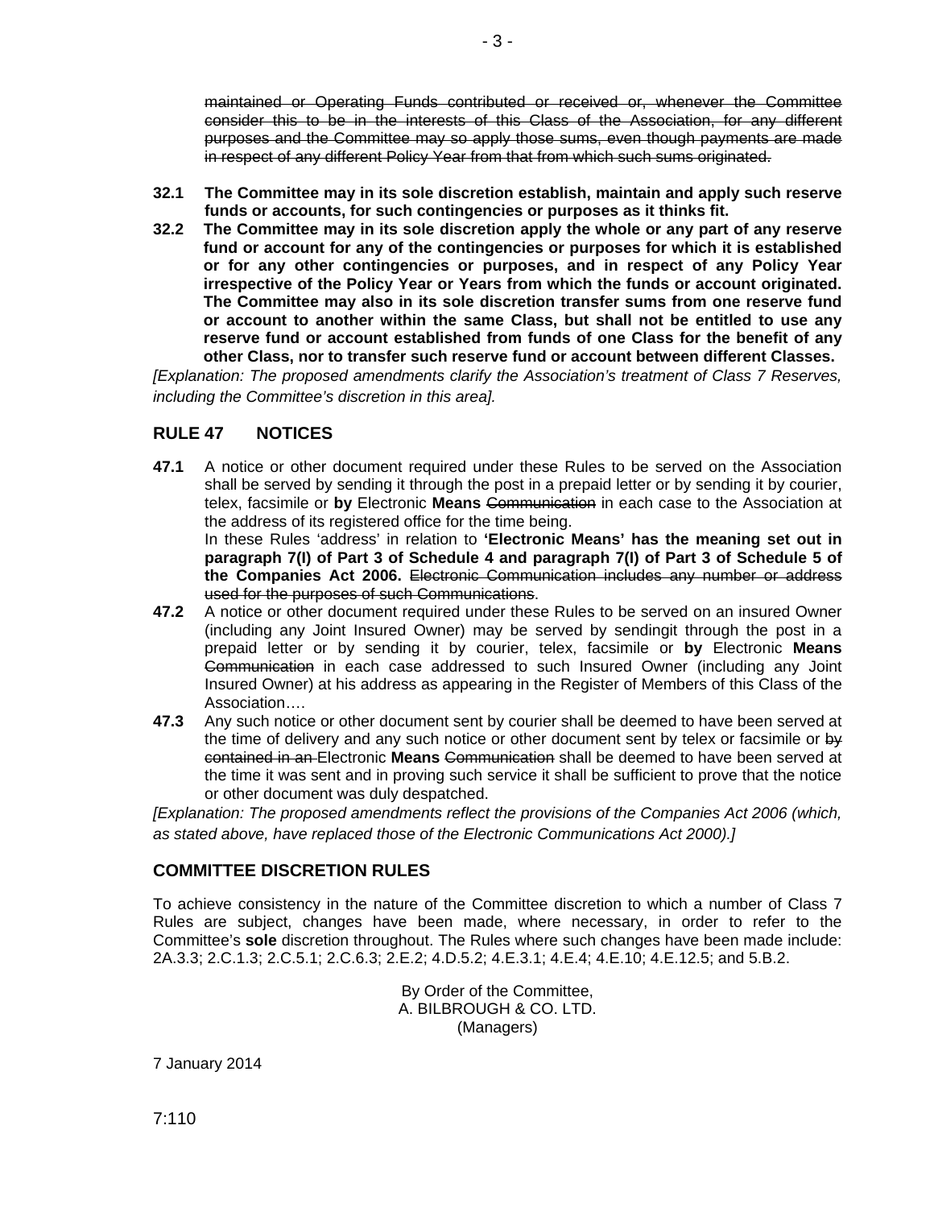~~maintained or Operating Funds contributed or received or, whenever the Committee consider this to be in the interests of this Class of the Association, for any different purposes and the Committee may so apply those sums, even though payments are made in respect of any different Policy Year from that from which such sums originated.~~

**32.1 The Committee may in its sole discretion establish, maintain and apply such reserve funds or accounts, for such contingencies or purposes as it thinks fit.**

**32.2 The Committee may in its sole discretion apply the whole or any part of any reserve fund or account for any of the contingencies or purposes for which it is established or for any other contingencies or purposes, and in respect of any Policy Year irrespective of the Policy Year or Years from which the funds or account originated. The Committee may also in its sole discretion transfer sums from one reserve fund or account to another within the same Class, but shall not be entitled to use any reserve fund or account established from funds of one Class for the benefit of any other Class, nor to transfer such reserve fund or account between different Classes.**

*[Explanation: The proposed amendments clarify the Association's treatment of Class 7 Reserves, including the Committee's discretion in this area].*

## RULE 47 NOTICES

**47.1** A notice or other document required under these Rules to be served on the Association shall be served by sending it through the post in a prepaid letter or by sending it by courier, telex, facsimile or **by** Electronic **Means** ~~Communication~~ in each case to the Association at the address of its registered office for the time being.
In these Rules 'address' in relation to **'Electronic Means' has the meaning set out in paragraph 7(I) of Part 3 of Schedule 4 and paragraph 7(I) of Part 3 of Schedule 5 of the Companies Act 2006.** ~~Electronic Communication includes any number or address used for the purposes of such Communications~~.

**47.2** A notice or other document required under these Rules to be served on an insured Owner (including any Joint Insured Owner) may be served by sendingit through the post in a prepaid letter or by sending it by courier, telex, facsimile or **by** Electronic **Means** ~~Communication~~ in each case addressed to such Insured Owner (including any Joint Insured Owner) at his address as appearing in the Register of Members of this Class of the Association….

**47.3** Any such notice or other document sent by courier shall be deemed to have been served at the time of delivery and any such notice or other document sent by telex or facsimile or ~~by contained in an~~ Electronic **Means** ~~Communication~~ shall be deemed to have been served at the time it was sent and in proving such service it shall be sufficient to prove that the notice or other document was duly despatched.

*[Explanation: The proposed amendments reflect the provisions of the Companies Act 2006 (which, as stated above, have replaced those of the Electronic Communications Act 2000).]*

## COMMITTEE DISCRETION RULES

To achieve consistency in the nature of the Committee discretion to which a number of Class 7 Rules are subject, changes have been made, where necessary, in order to refer to the Committee's **sole** discretion throughout. The Rules where such changes have been made include: 2A.3.3; 2.C.1.3; 2.C.5.1; 2.C.6.3; 2.E.2; 4.D.5.2; 4.E.3.1; 4.E.4; 4.E.10; 4.E.12.5; and 5.B.2.

By Order of the Committee,
A. BILBROUGH & CO. LTD.
(Managers)

7 January 2014

7:110